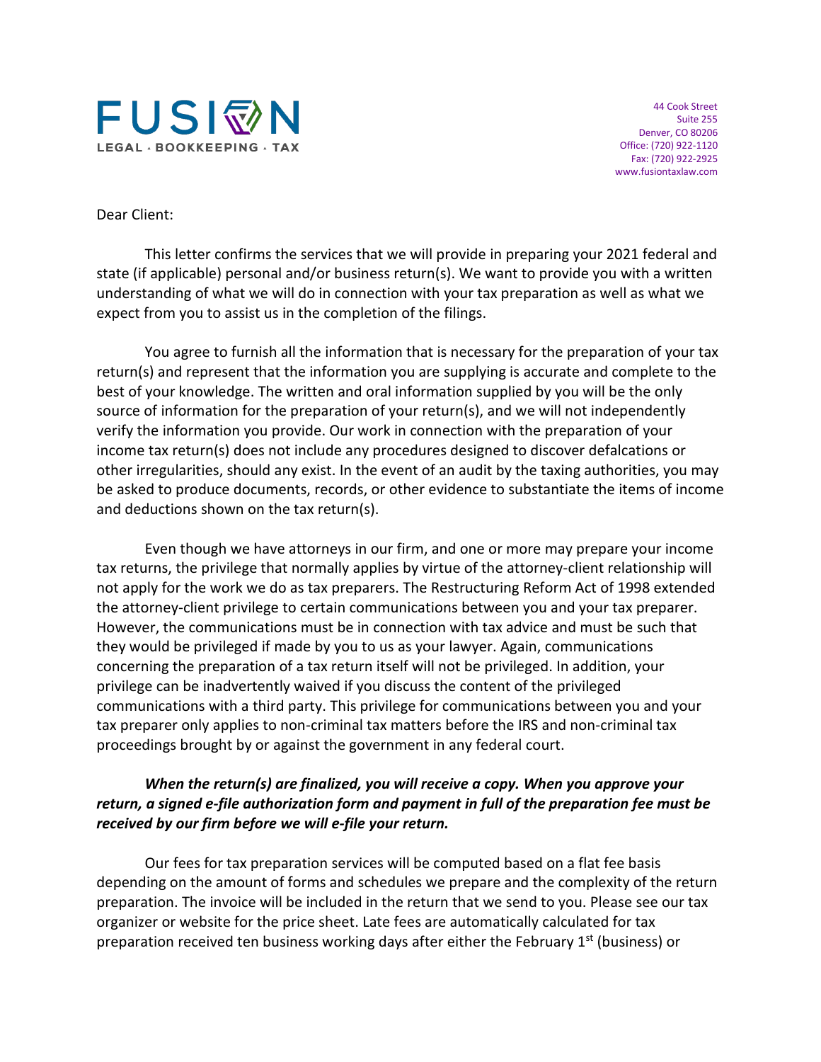# FUSION

LEGAL · BOOKKEEPING · TAX

44 Cook Street
Suite 255
Denver, CO 80206
Office: (720) 922-1120
Fax: (720) 922-2925
www.fusiontaxlaw.com

Dear Client:

This letter confirms the services that we will provide in preparing your 2021 federal and state (if applicable) personal and/or business return(s). We want to provide you with a written understanding of what we will do in connection with your tax preparation as well as what we expect from you to assist us in the completion of the filings.

You agree to furnish all the information that is necessary for the preparation of your tax return(s) and represent that the information you are supplying is accurate and complete to the best of your knowledge. The written and oral information supplied by you will be the only source of information for the preparation of your return(s), and we will not independently verify the information you provide. Our work in connection with the preparation of your income tax return(s) does not include any procedures designed to discover defalcations or other irregularities, should any exist. In the event of an audit by the taxing authorities, you may be asked to produce documents, records, or other evidence to substantiate the items of income and deductions shown on the tax return(s).

Even though we have attorneys in our firm, and one or more may prepare your income tax returns, the privilege that normally applies by virtue of the attorney-client relationship will not apply for the work we do as tax preparers. The Restructuring Reform Act of 1998 extended the attorney-client privilege to certain communications between you and your tax preparer. However, the communications must be in connection with tax advice and must be such that they would be privileged if made by you to us as your lawyer. Again, communications concerning the preparation of a tax return itself will not be privileged. In addition, your privilege can be inadvertently waived if you discuss the content of the privileged communications with a third party. This privilege for communications between you and your tax preparer only applies to non-criminal tax matters before the IRS and non-criminal tax proceedings brought by or against the government in any federal court.

***When the return(s) are finalized, you will receive a copy. When you approve your return, a signed e-file authorization form and payment in full of the preparation fee must be received by our firm before we will e-file your return.***

Our fees for tax preparation services will be computed based on a flat fee basis depending on the amount of forms and schedules we prepare and the complexity of the return preparation. The invoice will be included in the return that we send to you. Please see our tax organizer or website for the price sheet. Late fees are automatically calculated for tax preparation received ten business working days after either the February 1st (business) or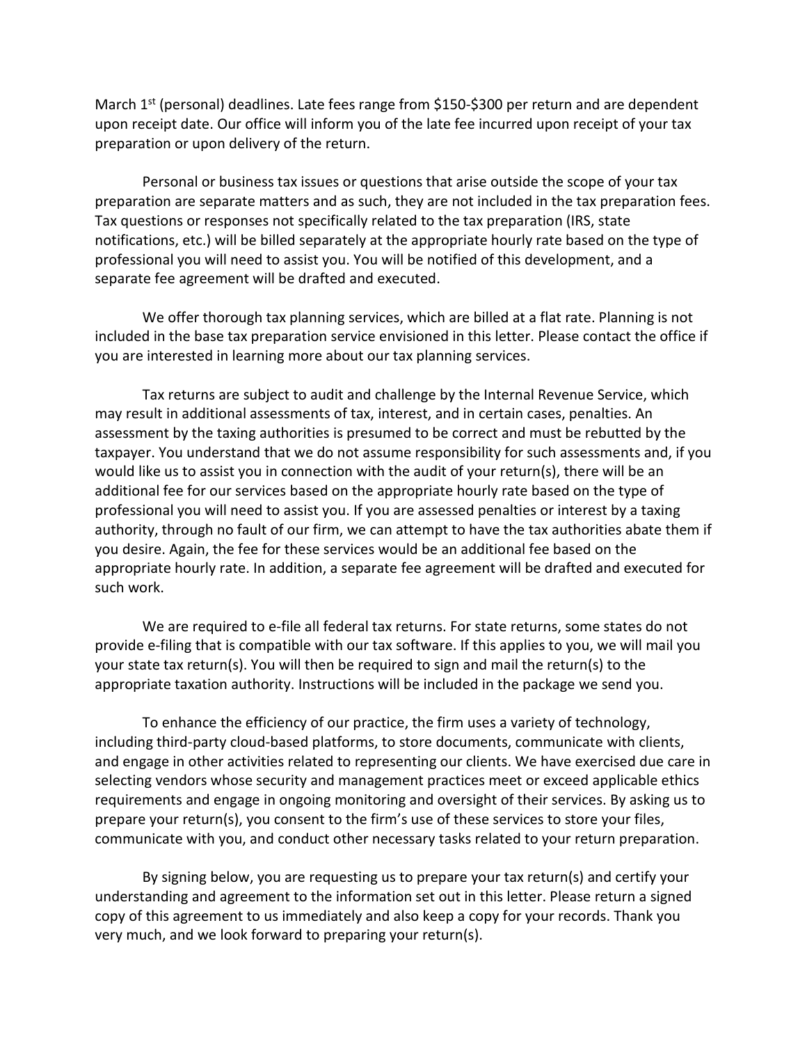March 1st (personal) deadlines. Late fees range from $150-$300 per return and are dependent upon receipt date. Our office will inform you of the late fee incurred upon receipt of your tax preparation or upon delivery of the return.

Personal or business tax issues or questions that arise outside the scope of your tax preparation are separate matters and as such, they are not included in the tax preparation fees. Tax questions or responses not specifically related to the tax preparation (IRS, state notifications, etc.) will be billed separately at the appropriate hourly rate based on the type of professional you will need to assist you. You will be notified of this development, and a separate fee agreement will be drafted and executed.

We offer thorough tax planning services, which are billed at a flat rate. Planning is not included in the base tax preparation service envisioned in this letter. Please contact the office if you are interested in learning more about our tax planning services.

Tax returns are subject to audit and challenge by the Internal Revenue Service, which may result in additional assessments of tax, interest, and in certain cases, penalties. An assessment by the taxing authorities is presumed to be correct and must be rebutted by the taxpayer. You understand that we do not assume responsibility for such assessments and, if you would like us to assist you in connection with the audit of your return(s), there will be an additional fee for our services based on the appropriate hourly rate based on the type of professional you will need to assist you. If you are assessed penalties or interest by a taxing authority, through no fault of our firm, we can attempt to have the tax authorities abate them if you desire. Again, the fee for these services would be an additional fee based on the appropriate hourly rate. In addition, a separate fee agreement will be drafted and executed for such work.

We are required to e-file all federal tax returns. For state returns, some states do not provide e-filing that is compatible with our tax software. If this applies to you, we will mail you your state tax return(s). You will then be required to sign and mail the return(s) to the appropriate taxation authority. Instructions will be included in the package we send you.

To enhance the efficiency of our practice, the firm uses a variety of technology, including third-party cloud-based platforms, to store documents, communicate with clients, and engage in other activities related to representing our clients. We have exercised due care in selecting vendors whose security and management practices meet or exceed applicable ethics requirements and engage in ongoing monitoring and oversight of their services. By asking us to prepare your return(s), you consent to the firm's use of these services to store your files, communicate with you, and conduct other necessary tasks related to your return preparation.

By signing below, you are requesting us to prepare your tax return(s) and certify your understanding and agreement to the information set out in this letter. Please return a signed copy of this agreement to us immediately and also keep a copy for your records. Thank you very much, and we look forward to preparing your return(s).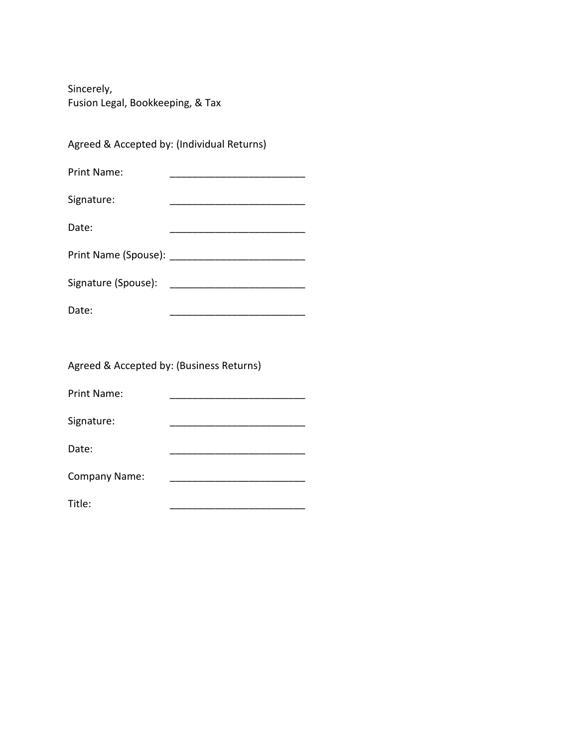Sincerely,
Fusion Legal, Bookkeeping, & Tax

Agreed & Accepted by: (Individual Returns)

Print Name: ________________________

Signature: ________________________

Date: ________________________

Print Name (Spouse): ________________________

Signature (Spouse): ________________________

Date: ________________________

Agreed & Accepted by: (Business Returns)

Print Name: ________________________

Signature: ________________________

Date: ________________________

Company Name: ________________________

Title: ________________________